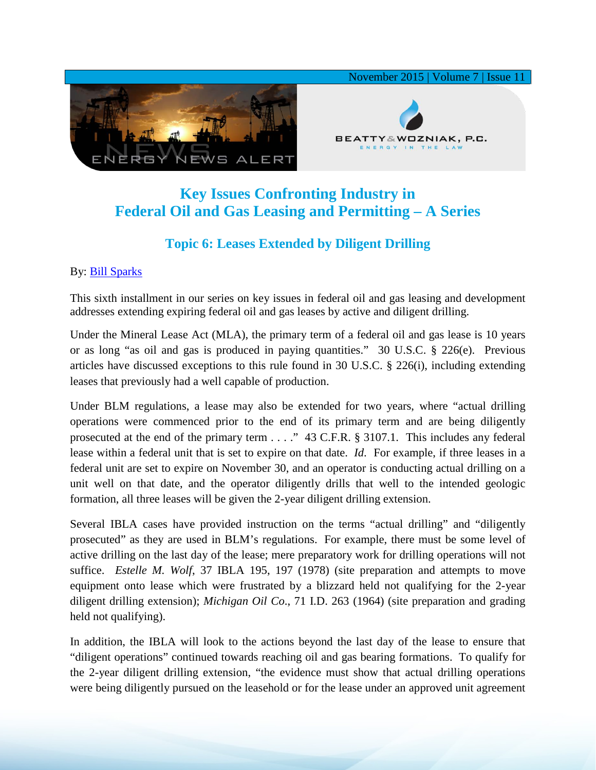# Key Issues Confronting Industry in Federal Oil and Gas Leasing and Permitting – A Series

## Topic 6: Leases Extended by Diligent Drilling

By: Bill Sparks

This sixth installment in our series on key issues in federal oil and gas leasing and development addresses extending expiring federal oil and gas leases by active and diligent drilling.

Under the Mineral Lease Act (MLA), the primary term of a federal oil and gas lease is 10 years or as long "as oil and gas is produced in paying quantities." 30 U.S.C. § 226(e). Previous articles have discussed exceptions to this rule found in 30 U.S.C. § 226(i), including extending leases that previously had a well capable of production.

Under BLM regulations, a lease may also be extended for two years, where "actual drilling operations were commenced prior to the end of its primary term and are being diligently prosecuted at the end of the primary term . . . ." 43 C.F.R. § 3107.1. This includes any federal lease within a federal unit that is set to expire on that date. *Id.* For example, if three leases in a federal unit are set to expire on November 30, and an operator is conducting actual drilling on a unit well on that date, and the operator diligently drills that well to the intended geologic formation, all three leases will be given the 2-year diligent drilling extension.

Several IBLA cases have provided instruction on the terms "actual drilling" and "diligently prosecuted" as they are used in BLM's regulations. For example, there must be some level of active drilling on the last day of the lease; mere preparatory work for drilling operations will not suffice. *Estelle M. Wolf*, 37 IBLA 195, 197 (1978) (site preparation and attempts to move equipment onto lease which were frustrated by a blizzard held not qualifying for the 2-year diligent drilling extension); *Michigan Oil Co.*, 71 I.D. 263 (1964) (site preparation and grading held not qualifying).

In addition, the IBLA will look to the actions beyond the last day of the lease to ensure that "diligent operations" continued towards reaching oil and gas bearing formations. To qualify for the 2-year diligent drilling extension, "the evidence must show that actual drilling operations were being diligently pursued on the leasehold or for the lease under an approved unit agreement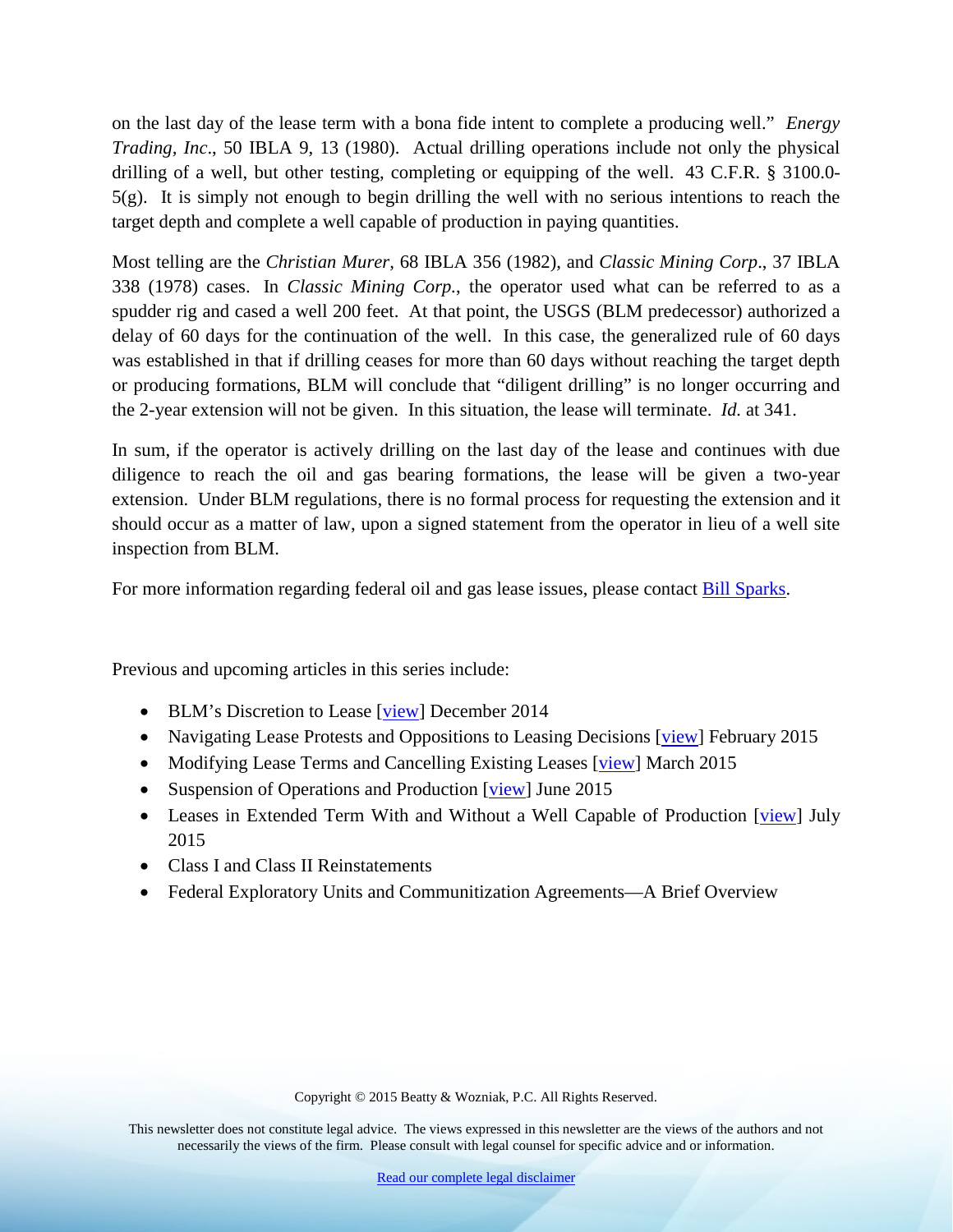on the last day of the lease term with a bona fide intent to complete a producing well." *Energy Trading, Inc*., 50 IBLA 9, 13 (1980). Actual drilling operations include not only the physical drilling of a well, but other testing, completing or equipping of the well. 43 C.F.R. § 3100.0-5(g). It is simply not enough to begin drilling the well with no serious intentions to reach the target depth and complete a well capable of production in paying quantities.

Most telling are the *Christian Murer*, 68 IBLA 356 (1982), and *Classic Mining Corp*., 37 IBLA 338 (1978) cases. In *Classic Mining Corp.*, the operator used what can be referred to as a spudder rig and cased a well 200 feet. At that point, the USGS (BLM predecessor) authorized a delay of 60 days for the continuation of the well. In this case, the generalized rule of 60 days was established in that if drilling ceases for more than 60 days without reaching the target depth or producing formations, BLM will conclude that "diligent drilling" is no longer occurring and the 2-year extension will not be given. In this situation, the lease will terminate. *Id.* at 341.

In sum, if the operator is actively drilling on the last day of the lease and continues with due diligence to reach the oil and gas bearing formations, the lease will be given a two-year extension. Under BLM regulations, there is no formal process for requesting the extension and it should occur as a matter of law, upon a signed statement from the operator in lieu of a well site inspection from BLM.

For more information regarding federal oil and gas lease issues, please contact [Bill Sparks](#).

Previous and upcoming articles in this series include:

- BLM's Discretion to Lease [[view](#)] December 2014
- Navigating Lease Protests and Oppositions to Leasing Decisions [[view](#)] February 2015
- Modifying Lease Terms and Cancelling Existing Leases [[view](#)] March 2015
- Suspension of Operations and Production [[view](#)] June 2015
- Leases in Extended Term With and Without a Well Capable of Production [[view](#)] July 2015
- Class I and Class II Reinstatements
- Federal Exploratory Units and Communitization Agreements—A Brief Overview

Copyright © 2015 Beatty & Wozniak, P.C. All Rights Reserved.

This newsletter does not constitute legal advice. The views expressed in this newsletter are the views of the authors and not necessarily the views of the firm. Please consult with legal counsel for specific advice and or information.

[Read our complete legal disclaimer](#)